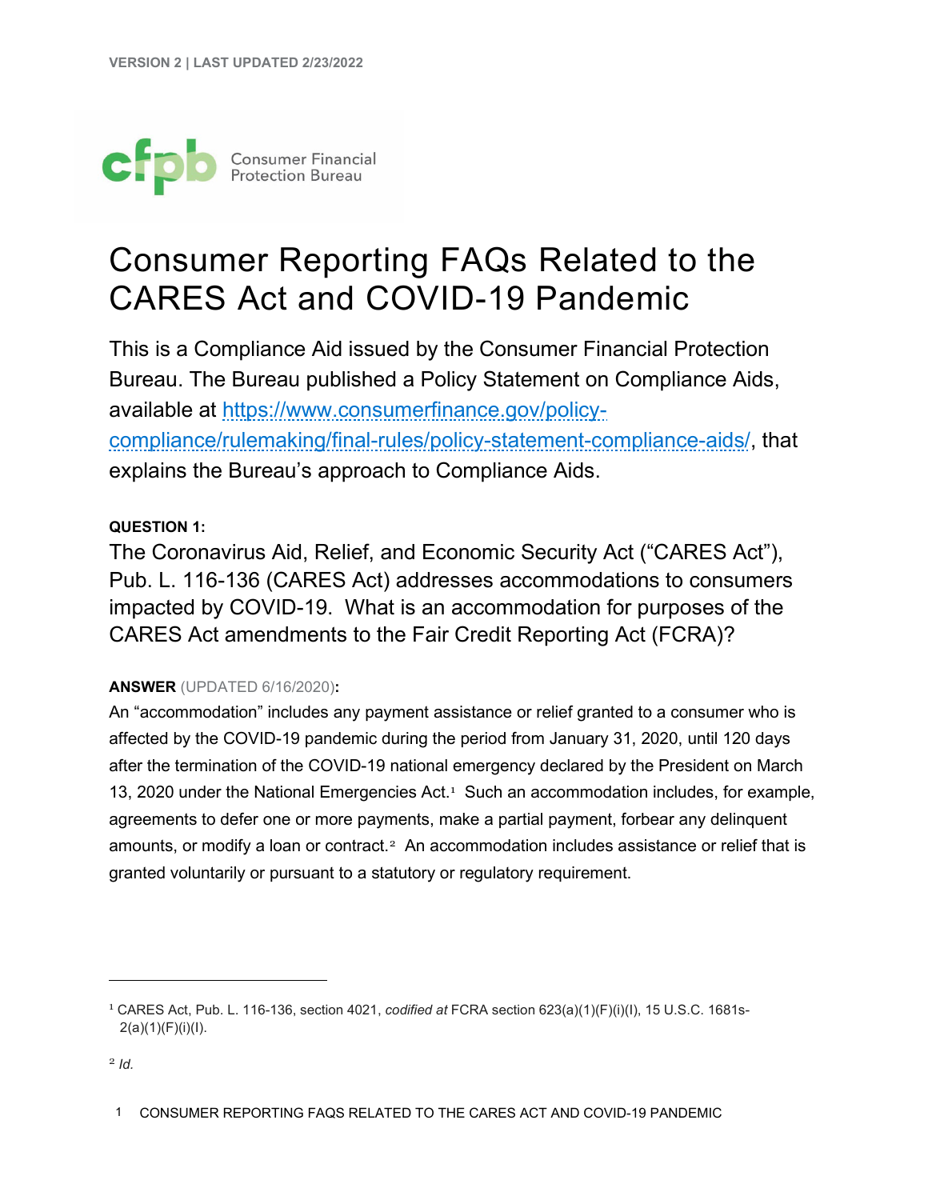VERSION 2 | LAST UPDATED 2/23/2022

Consumer Financial Protection Bureau

# Consumer Reporting FAQs Related to the CARES Act and COVID-19 Pandemic

This is a Compliance Aid issued by the Consumer Financial Protection Bureau. The Bureau published a Policy Statement on Compliance Aids, available at https://www.consumerfinance.gov/policy-compliance/rulemaking/final-rules/policy-statement-compliance-aids/, that explains the Bureau's approach to Compliance Aids.

**QUESTION 1:**

The Coronavirus Aid, Relief, and Economic Security Act ("CARES Act"), Pub. L. 116-136 (CARES Act) addresses accommodations to consumers impacted by COVID-19. What is an accommodation for purposes of the CARES Act amendments to the Fair Credit Reporting Act (FCRA)?

**ANSWER** (UPDATED 6/16/2020)**:**

An "accommodation" includes any payment assistance or relief granted to a consumer who is affected by the COVID-19 pandemic during the period from January 31, 2020, until 120 days after the termination of the COVID-19 national emergency declared by the President on March 13, 2020 under the National Emergencies Act.[1] Such an accommodation includes, for example, agreements to defer one or more payments, make a partial payment, forbear any delinquent amounts, or modify a loan or contract.[2] An accommodation includes assistance or relief that is granted voluntarily or pursuant to a statutory or regulatory requirement.

---

[1] CARES Act, Pub. L. 116-136, section 4021, *codified at* FCRA section 623(a)(1)(F)(i)(I), 15 U.S.C. 1681s-2(a)(1)(F)(i)(I).

[2] *Id.*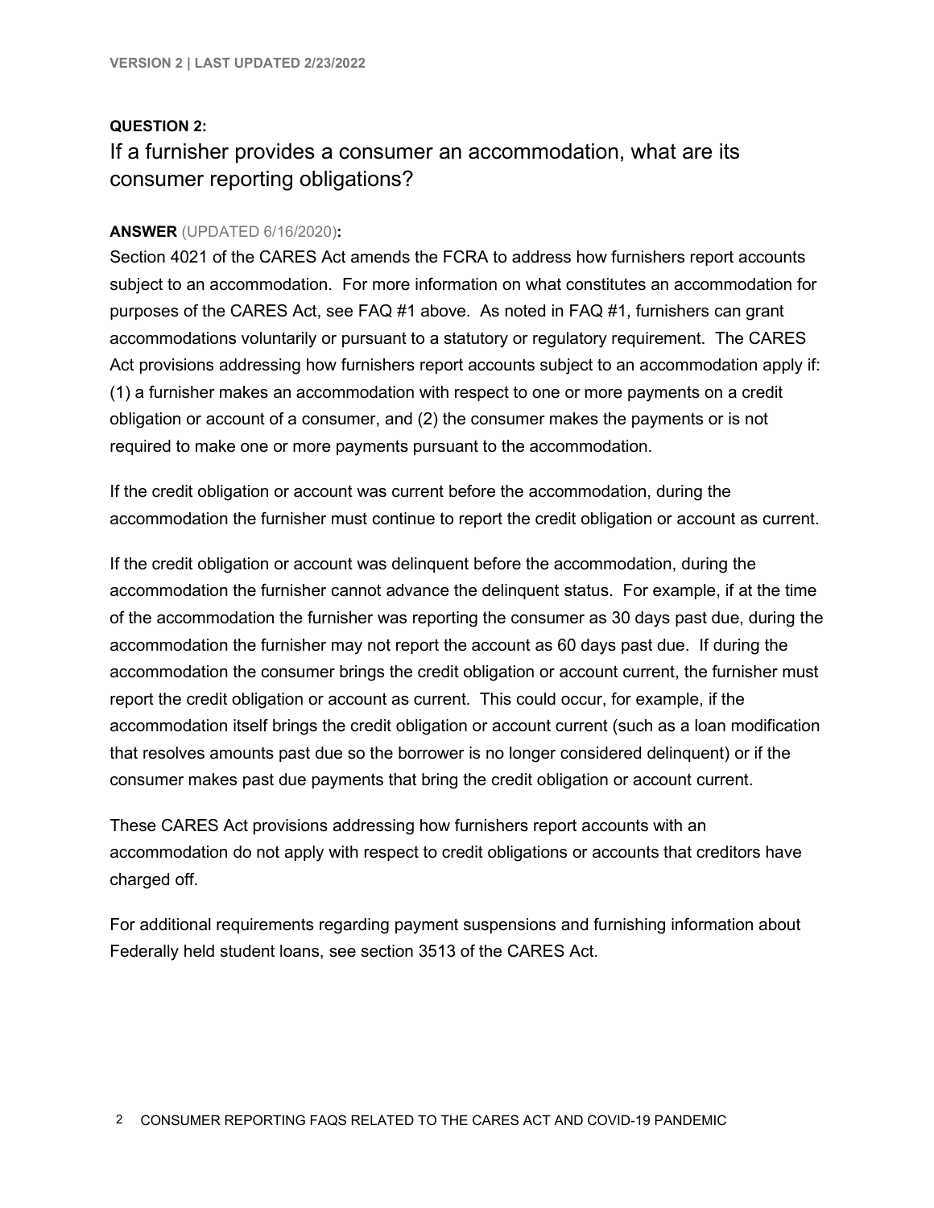**QUESTION 2:**

## If a furnisher provides a consumer an accommodation, what are its consumer reporting obligations?

**ANSWER** (UPDATED 6/16/2020)**:**

Section 4021 of the CARES Act amends the FCRA to address how furnishers report accounts subject to an accommodation. For more information on what constitutes an accommodation for purposes of the CARES Act, see FAQ #1 above. As noted in FAQ #1, furnishers can grant accommodations voluntarily or pursuant to a statutory or regulatory requirement. The CARES Act provisions addressing how furnishers report accounts subject to an accommodation apply if: (1) a furnisher makes an accommodation with respect to one or more payments on a credit obligation or account of a consumer, and (2) the consumer makes the payments or is not required to make one or more payments pursuant to the accommodation.

If the credit obligation or account was current before the accommodation, during the accommodation the furnisher must continue to report the credit obligation or account as current.

If the credit obligation or account was delinquent before the accommodation, during the accommodation the furnisher cannot advance the delinquent status. For example, if at the time of the accommodation the furnisher was reporting the consumer as 30 days past due, during the accommodation the furnisher may not report the account as 60 days past due. If during the accommodation the consumer brings the credit obligation or account current, the furnisher must report the credit obligation or account as current. This could occur, for example, if the accommodation itself brings the credit obligation or account current (such as a loan modification that resolves amounts past due so the borrower is no longer considered delinquent) or if the consumer makes past due payments that bring the credit obligation or account current.

These CARES Act provisions addressing how furnishers report accounts with an accommodation do not apply with respect to credit obligations or accounts that creditors have charged off.

For additional requirements regarding payment suspensions and furnishing information about Federally held student loans, see section 3513 of the CARES Act.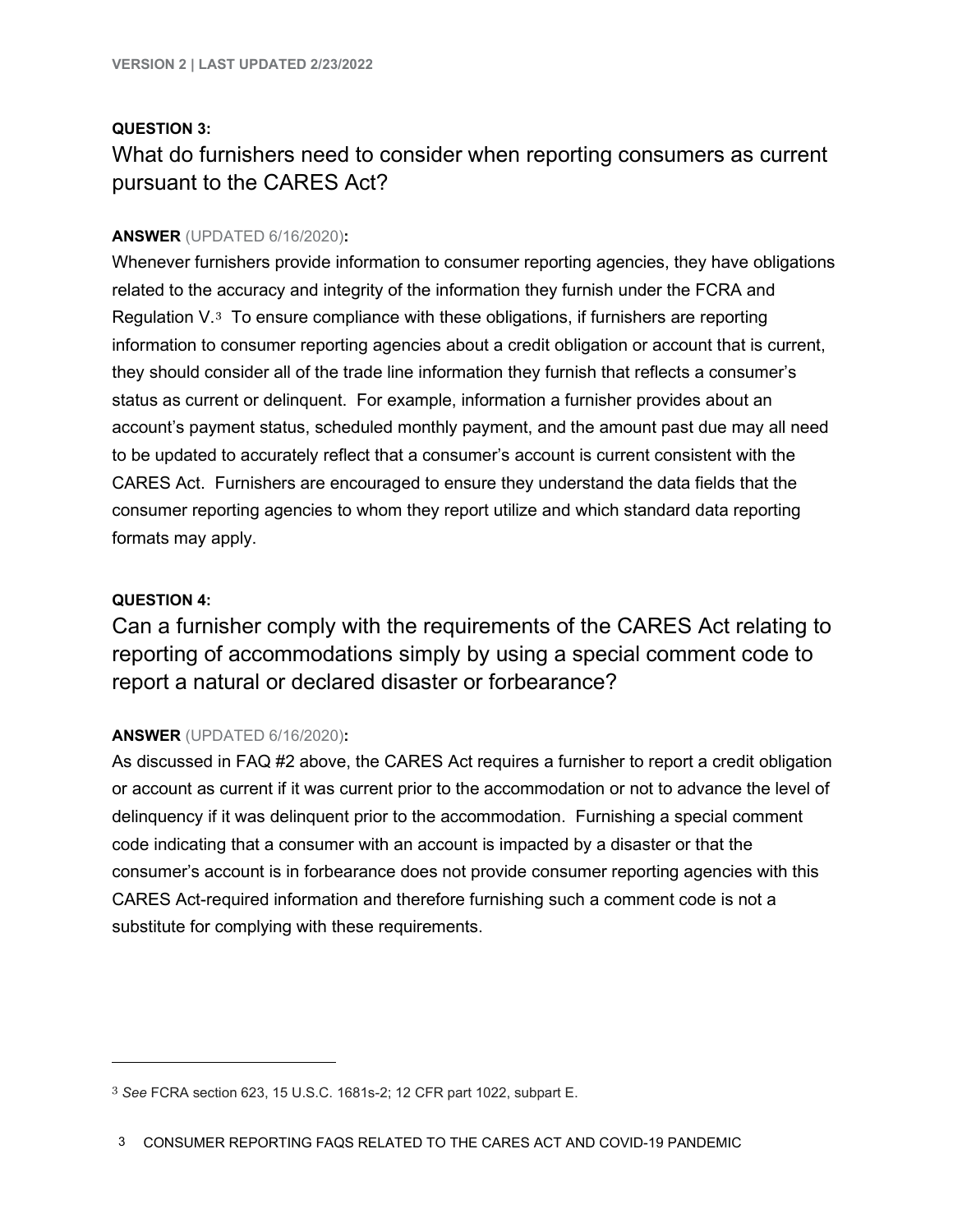**QUESTION 3:**

## What do furnishers need to consider when reporting consumers as current pursuant to the CARES Act?

**ANSWER** (UPDATED 6/16/2020)**:**

Whenever furnishers provide information to consumer reporting agencies, they have obligations related to the accuracy and integrity of the information they furnish under the FCRA and Regulation V.[3] To ensure compliance with these obligations, if furnishers are reporting information to consumer reporting agencies about a credit obligation or account that is current, they should consider all of the trade line information they furnish that reflects a consumer's status as current or delinquent. For example, information a furnisher provides about an account's payment status, scheduled monthly payment, and the amount past due may all need to be updated to accurately reflect that a consumer's account is current consistent with the CARES Act. Furnishers are encouraged to ensure they understand the data fields that the consumer reporting agencies to whom they report utilize and which standard data reporting formats may apply.

**QUESTION 4:**

## Can a furnisher comply with the requirements of the CARES Act relating to reporting of accommodations simply by using a special comment code to report a natural or declared disaster or forbearance?

**ANSWER** (UPDATED 6/16/2020)**:**

As discussed in FAQ #2 above, the CARES Act requires a furnisher to report a credit obligation or account as current if it was current prior to the accommodation or not to advance the level of delinquency if it was delinquent prior to the accommodation. Furnishing a special comment code indicating that a consumer with an account is impacted by a disaster or that the consumer's account is in forbearance does not provide consumer reporting agencies with this CARES Act-required information and therefore furnishing such a comment code is not a substitute for complying with these requirements.

---

[3] *See* FCRA section 623, 15 U.S.C. 1681s-2; 12 CFR part 1022, subpart E.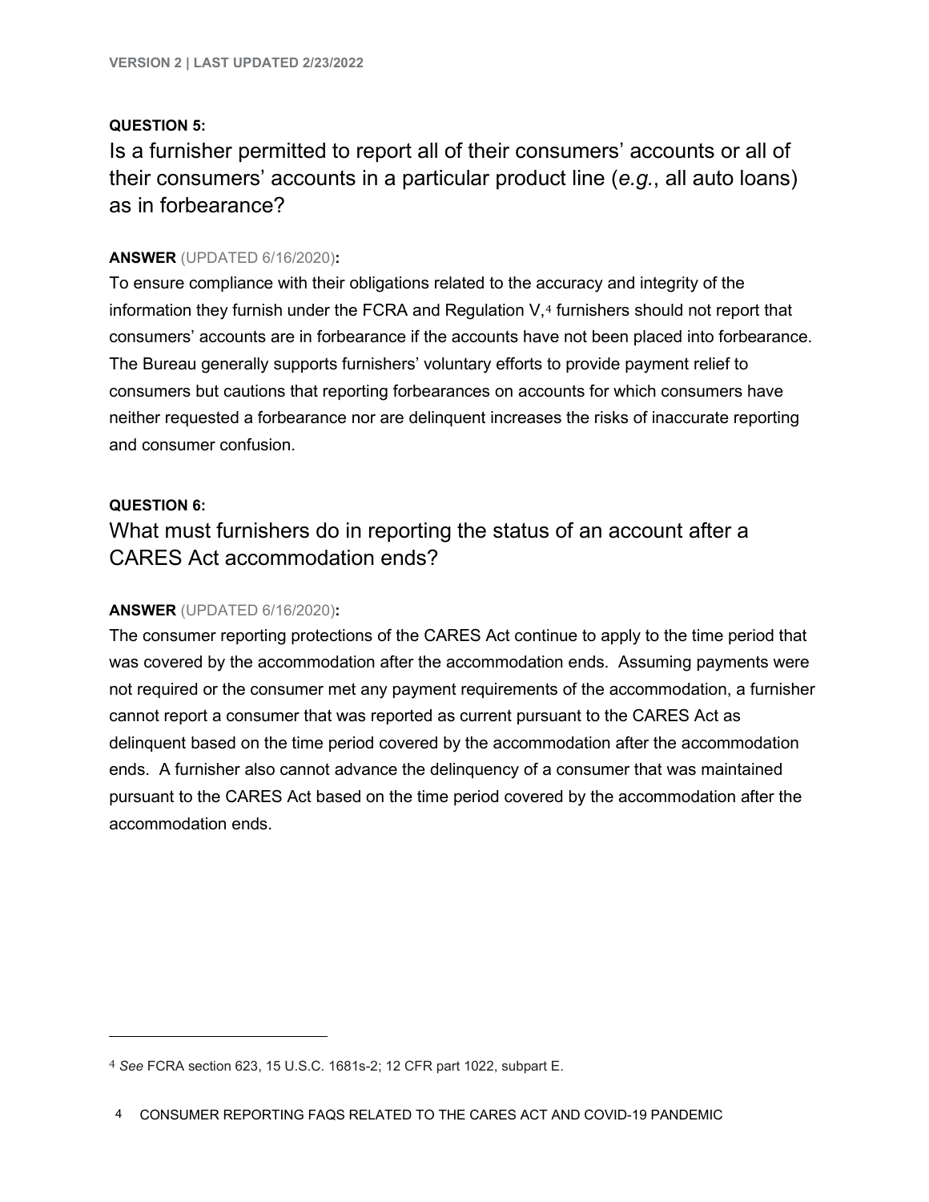**QUESTION 5:**

## Is a furnisher permitted to report all of their consumers' accounts or all of their consumers' accounts in a particular product line (*e.g.*, all auto loans) as in forbearance?

**ANSWER** (UPDATED 6/16/2020)**:**

To ensure compliance with their obligations related to the accuracy and integrity of the information they furnish under the FCRA and Regulation V,[4] furnishers should not report that consumers' accounts are in forbearance if the accounts have not been placed into forbearance. The Bureau generally supports furnishers' voluntary efforts to provide payment relief to consumers but cautions that reporting forbearances on accounts for which consumers have neither requested a forbearance nor are delinquent increases the risks of inaccurate reporting and consumer confusion.

**QUESTION 6:**

## What must furnishers do in reporting the status of an account after a CARES Act accommodation ends?

**ANSWER** (UPDATED 6/16/2020)**:**

The consumer reporting protections of the CARES Act continue to apply to the time period that was covered by the accommodation after the accommodation ends. Assuming payments were not required or the consumer met any payment requirements of the accommodation, a furnisher cannot report a consumer that was reported as current pursuant to the CARES Act as delinquent based on the time period covered by the accommodation after the accommodation ends. A furnisher also cannot advance the delinquency of a consumer that was maintained pursuant to the CARES Act based on the time period covered by the accommodation after the accommodation ends.

---

[4] *See* FCRA section 623, 15 U.S.C. 1681s-2; 12 CFR part 1022, subpart E.